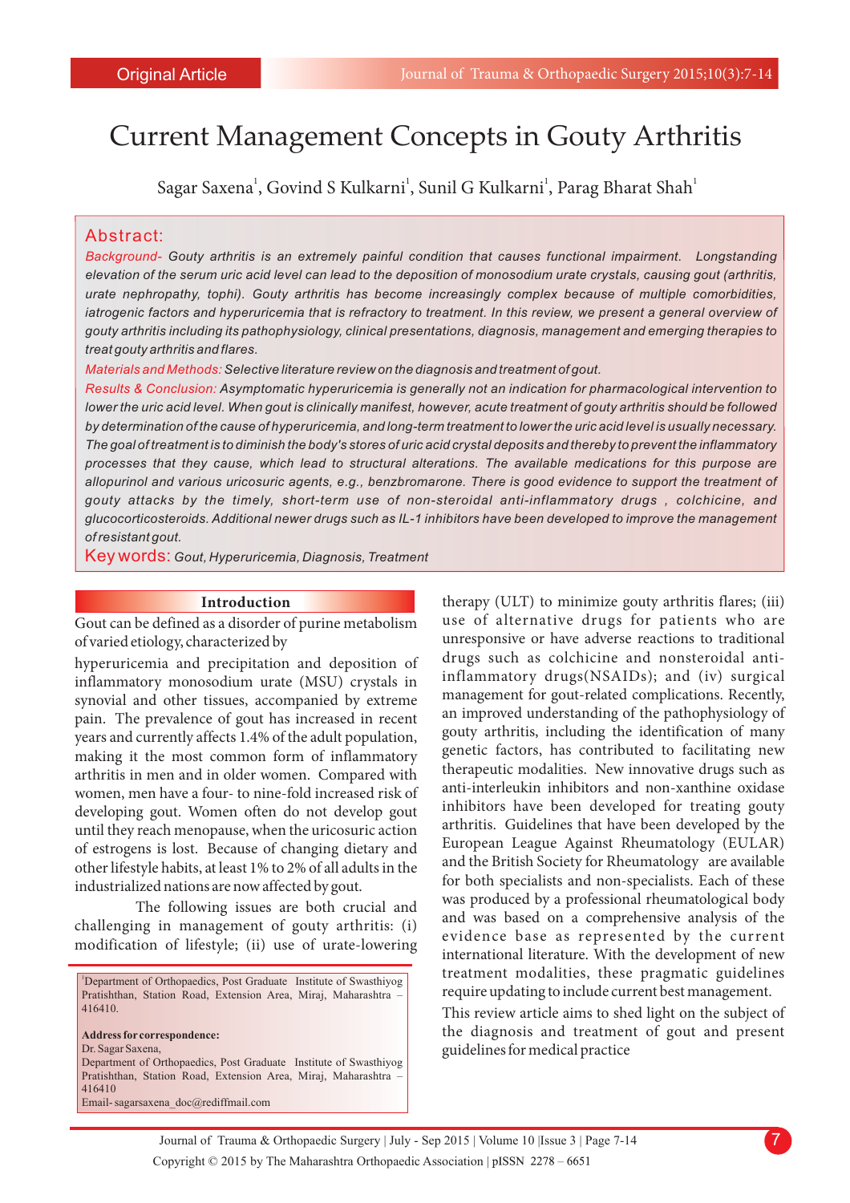Original Article

# Current Management Concepts in Gouty Arthritis

Sagar Saxena[1], Govind S Kulkarni[1], Sunil G Kulkarni[1], Parag Bharat Shah[1]

## Abstract:

*Background-* Gouty arthritis is an extremely painful condition that causes functional impairment. Longstanding elevation of the serum uric acid level can lead to the deposition of monosodium urate crystals, causing gout (arthritis, urate nephropathy, tophi). Gouty arthritis has become increasingly complex because of multiple comorbidities, iatrogenic factors and hyperuricemia that is refractory to treatment. In this review, we present a general overview of gouty arthritis including its pathophysiology, clinical presentations, diagnosis, management and emerging therapies to treat gouty arthritis and flares.

*Materials and Methods:* Selective literature review on the diagnosis and treatment of gout.

*Results & Conclusion:* Asymptomatic hyperuricemia is generally not an indication for pharmacological intervention to lower the uric acid level. When gout is clinically manifest, however, acute treatment of gouty arthritis should be followed by determination of the cause of hyperuricemia, and long-term treatment to lower the uric acid level is usually necessary. The goal of treatment is to diminish the body's stores of uric acid crystal deposits and thereby to prevent the inflammatory processes that they cause, which lead to structural alterations. The available medications for this purpose are allopurinol and various uricosuric agents, e.g., benzbromarone. There is good evidence to support the treatment of gouty attacks by the timely, short-term use of non-steroidal anti-inflammatory drugs , colchicine, and glucocorticosteroids. Additional newer drugs such as IL-1 inhibitors have been developed to improve the management of resistant gout.

**Key words:** Gout, Hyperuricemia, Diagnosis, Treatment

## Introduction

Gout can be defined as a disorder of purine metabolism of varied etiology, characterized by hyperuricemia and precipitation and deposition of inflammatory monosodium urate (MSU) crystals in synovial and other tissues, accompanied by extreme pain. The prevalence of gout has increased in recent years and currently affects 1.4% of the adult population, making it the most common form of inflammatory arthritis in men and in older women. Compared with women, men have a four- to nine-fold increased risk of developing gout. Women often do not develop gout until they reach menopause, when the uricosuric action of estrogens is lost. Because of changing dietary and other lifestyle habits, at least 1% to 2% of all adults in the industrialized nations are now affected by gout.

The following issues are both crucial and challenging in management of gouty arthritis: (i) modification of lifestyle; (ii) use of urate-lowering therapy (ULT) to minimize gouty arthritis flares; (iii) use of alternative drugs for patients who are unresponsive or have adverse reactions to traditional drugs such as colchicine and nonsteroidal anti-inflammatory drugs(NSAIDs); and (iv) surgical management for gout-related complications. Recently, an improved understanding of the pathophysiology of gouty arthritis, including the identification of many genetic factors, has contributed to facilitating new therapeutic modalities. New innovative drugs such as anti-interleukin inhibitors and non-xanthine oxidase inhibitors have been developed for treating gouty arthritis. Guidelines that have been developed by the European League Against Rheumatology (EULAR) and the British Society for Rheumatology are available for both specialists and non-specialists. Each of these was produced by a professional rheumatological body and was based on a comprehensive analysis of the evidence base as represented by the current international literature. With the development of new treatment modalities, these pragmatic guidelines require updating to include current best management.

This review article aims to shed light on the subject of the diagnosis and treatment of gout and present guidelines for medical practice

[1]Department of Orthopaedics, Post Graduate Institute of Swasthiyog Pratishthan, Station Road, Extension Area, Miraj, Maharashtra – 416410.

**Address for correspondence:**
Dr. Sagar Saxena,
Department of Orthopaedics, Post Graduate Institute of Swasthiyog Pratishthan, Station Road, Extension Area, Miraj, Maharashtra – 416410
Email- sagarsaxena_doc@rediffmail.com

Copyright © 2015 by The Maharashtra Orthopaedic Association | pISSN 2278 – 6651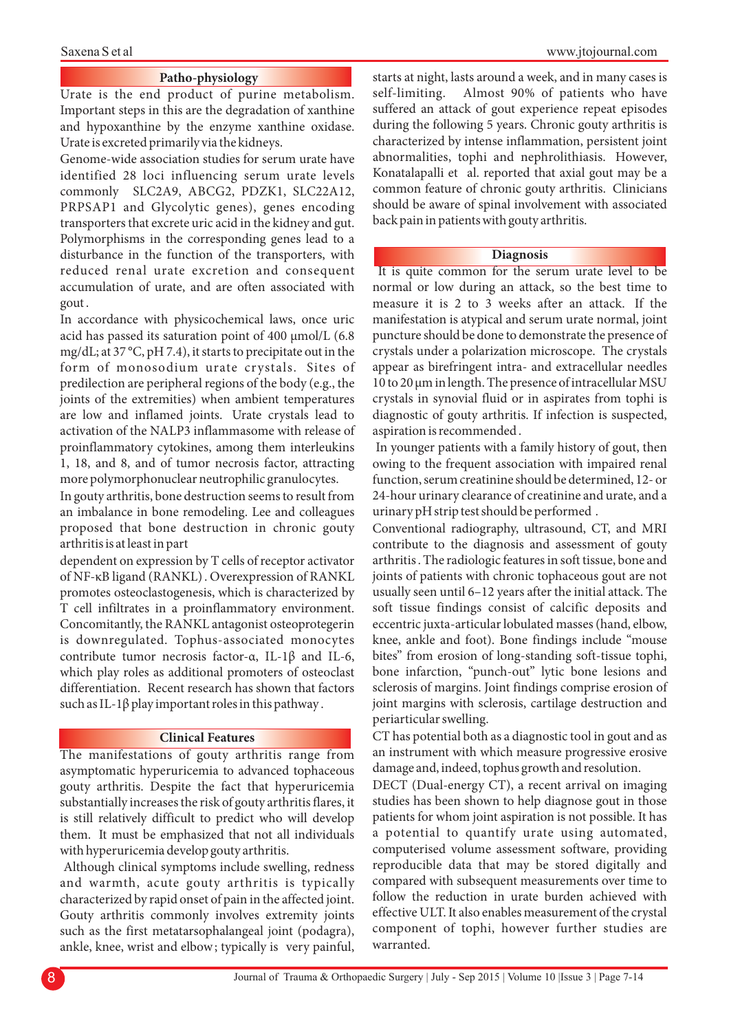## Patho-physiology

Urate is the end product of purine metabolism. Important steps in this are the degradation of xanthine and hypoxanthine by the enzyme xanthine oxidase. Urate is excreted primarily via the kidneys.

Genome-wide association studies for serum urate have identified 28 loci influencing serum urate levels commonly SLC2A9, ABCG2, PDZK1, SLC22A12, PRPSAP1 and Glycolytic genes), genes encoding transporters that excrete uric acid in the kidney and gut. Polymorphisms in the corresponding genes lead to a disturbance in the function of the transporters, with reduced renal urate excretion and consequent accumulation of urate, and are often associated with gout.

In accordance with physicochemical laws, once uric acid has passed its saturation point of 400 µmol/L (6.8 mg/dL; at 37 °C, pH 7.4), it starts to precipitate out in the form of monosodium urate crystals. Sites of predilection are peripheral regions of the body (e.g., the joints of the extremities) when ambient temperatures are low and inflamed joints. Urate crystals lead to activation of the NALP3 inflammasome with release of proinflammatory cytokines, among them interleukins 1, 18, and 8, and of tumor necrosis factor, attracting more polymorphonuclear neutrophilic granulocytes.

In gouty arthritis, bone destruction seems to result from an imbalance in bone remodeling. Lee and colleagues proposed that bone destruction in chronic gouty arthritis is at least in part

dependent on expression by T cells of receptor activator of NF-κB ligand (RANKL). Overexpression of RANKL promotes osteoclastogenesis, which is characterized by T cell infiltrates in a proinflammatory environment. Concomitantly, the RANKL antagonist osteoprotegerin is downregulated. Tophus-associated monocytes contribute tumor necrosis factor-α, IL-1β and IL-6, which play roles as additional promoters of osteoclast differentiation. Recent research has shown that factors such as IL-1β play important roles in this pathway.

## Clinical Features

The manifestations of gouty arthritis range from asymptomatic hyperuricemia to advanced tophaceous gouty arthritis. Despite the fact that hyperuricemia substantially increases the risk of gouty arthritis flares, it is still relatively difficult to predict who will develop them. It must be emphasized that not all individuals with hyperuricemia develop gouty arthritis.

Although clinical symptoms include swelling, redness and warmth, acute gouty arthritis is typically characterized by rapid onset of pain in the affected joint. Gouty arthritis commonly involves extremity joints such as the first metatarsophalangeal joint (podagra), ankle, knee, wrist and elbow; typically is very painful, starts at night, lasts around a week, and in many cases is self-limiting. Almost 90% of patients who have suffered an attack of gout experience repeat episodes during the following 5 years. Chronic gouty arthritis is characterized by intense inflammation, persistent joint abnormalities, tophi and nephrolithiasis. However, Konatalapalli et al. reported that axial gout may be a common feature of chronic gouty arthritis. Clinicians should be aware of spinal involvement with associated back pain in patients with gouty arthritis.

## Diagnosis

It is quite common for the serum urate level to be normal or low during an attack, so the best time to measure it is 2 to 3 weeks after an attack. If the manifestation is atypical and serum urate normal, joint puncture should be done to demonstrate the presence of crystals under a polarization microscope. The crystals appear as birefringent intra- and extracellular needles 10 to 20 µm in length. The presence of intracellular MSU crystals in synovial fluid or in aspirates from tophi is diagnostic of gouty arthritis. If infection is suspected, aspiration is recommended.

In younger patients with a family history of gout, then owing to the frequent association with impaired renal function, serum creatinine should be determined, 12- or 24-hour urinary clearance of creatinine and urate, and a urinary pH strip test should be performed.

Conventional radiography, ultrasound, CT, and MRI contribute to the diagnosis and assessment of gouty arthritis. The radiologic features in soft tissue, bone and joints of patients with chronic tophaceous gout are not usually seen until 6–12 years after the initial attack. The soft tissue findings consist of calcific deposits and eccentric juxta-articular lobulated masses (hand, elbow, knee, ankle and foot). Bone findings include "mouse bites" from erosion of long-standing soft-tissue tophi, bone infarction, "punch-out" lytic bone lesions and sclerosis of margins. Joint findings comprise erosion of joint margins with sclerosis, cartilage destruction and periarticular swelling.

CT has potential both as a diagnostic tool in gout and as an instrument with which measure progressive erosive damage and, indeed, tophus growth and resolution.

DECT (Dual-energy CT), a recent arrival on imaging studies has been shown to help diagnose gout in those patients for whom joint aspiration is not possible. It has a potential to quantify urate using automated, computerised volume assessment software, providing reproducible data that may be stored digitally and compared with subsequent measurements over time to follow the reduction in urate burden achieved with effective ULT. It also enables measurement of the crystal component of tophi, however further studies are warranted.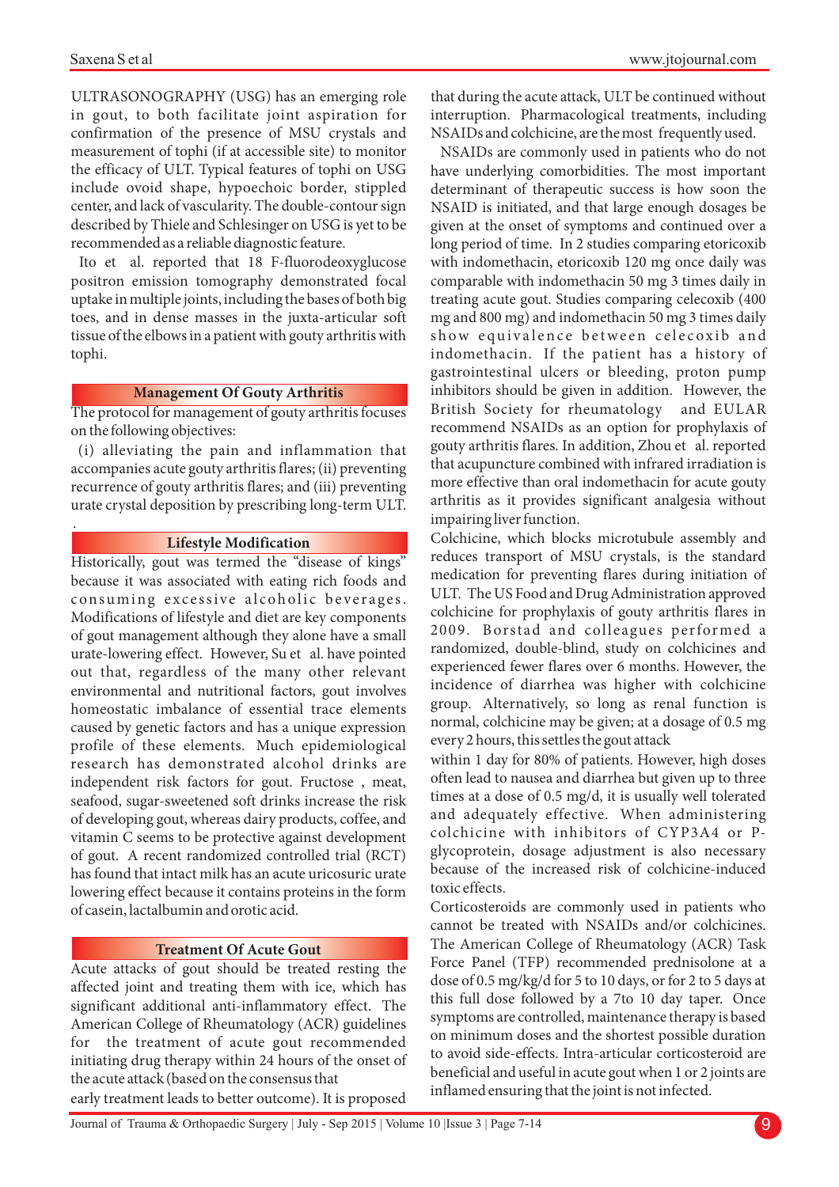ULTRASONOGRAPHY (USG) has an emerging role in gout, to both facilitate joint aspiration for confirmation of the presence of MSU crystals and measurement of tophi (if at accessible site) to monitor the efficacy of ULT. Typical features of tophi on USG include ovoid shape, hypoechoic border, stippled center, and lack of vascularity. The double-contour sign described by Thiele and Schlesinger on USG is yet to be recommended as a reliable diagnostic feature.

Ito et al. reported that 18 F-fluorodeoxyglucose positron emission tomography demonstrated focal uptake in multiple joints, including the bases of both big toes, and in dense masses in the juxta-articular soft tissue of the elbows in a patient with gouty arthritis with tophi.

## Management Of Gouty Arthritis

The protocol for management of gouty arthritis focuses on the following objectives:

(i) alleviating the pain and inflammation that accompanies acute gouty arthritis flares; (ii) preventing recurrence of gouty arthritis flares; and (iii) preventing urate crystal deposition by prescribing long-term ULT.

.

## Lifestyle Modification

Historically, gout was termed the "disease of kings" because it was associated with eating rich foods and consuming excessive alcoholic beverages. Modifications of lifestyle and diet are key components of gout management although they alone have a small urate-lowering effect. However, Su et al. have pointed out that, regardless of the many other relevant environmental and nutritional factors, gout involves homeostatic imbalance of essential trace elements caused by genetic factors and has a unique expression profile of these elements. Much epidemiological research has demonstrated alcohol drinks are independent risk factors for gout. Fructose , meat, seafood, sugar-sweetened soft drinks increase the risk of developing gout, whereas dairy products, coffee, and vitamin C seems to be protective against development of gout. A recent randomized controlled trial (RCT) has found that intact milk has an acute uricosuric urate lowering effect because it contains proteins in the form of casein, lactalbumin and orotic acid.

## Treatment Of Acute Gout

Acute attacks of gout should be treated resting the affected joint and treating them with ice, which has significant additional anti-inflammatory effect. The American College of Rheumatology (ACR) guidelines for the treatment of acute gout recommended initiating drug therapy within 24 hours of the onset of the acute attack (based on the consensus that early treatment leads to better outcome). It is proposed that during the acute attack, ULT be continued without interruption. Pharmacological treatments, including NSAIDs and colchicine, are the most frequently used.

NSAIDs are commonly used in patients who do not have underlying comorbidities. The most important determinant of therapeutic success is how soon the NSAID is initiated, and that large enough dosages be given at the onset of symptoms and continued over a long period of time. In 2 studies comparing etoricoxib with indomethacin, etoricoxib 120 mg once daily was comparable with indomethacin 50 mg 3 times daily in treating acute gout. Studies comparing celecoxib (400 mg and 800 mg) and indomethacin 50 mg 3 times daily show equivalence between celecoxib and indomethacin. If the patient has a history of gastrointestinal ulcers or bleeding, proton pump inhibitors should be given in addition. However, the British Society for rheumatology and EULAR recommend NSAIDs as an option for prophylaxis of gouty arthritis flares. In addition, Zhou et al. reported that acupuncture combined with infrared irradiation is more effective than oral indomethacin for acute gouty arthritis as it provides significant analgesia without impairing liver function.

Colchicine, which blocks microtubule assembly and reduces transport of MSU crystals, is the standard medication for preventing flares during initiation of ULT. The US Food and Drug Administration approved colchicine for prophylaxis of gouty arthritis flares in 2009. Borstad and colleagues performed a randomized, double-blind, study on colchicines and experienced fewer flares over 6 months. However, the incidence of diarrhea was higher with colchicine group. Alternatively, so long as renal function is normal, colchicine may be given; at a dosage of 0.5 mg every 2 hours, this settles the gout attack within 1 day for 80% of patients. However, high doses often lead to nausea and diarrhea but given up to three times at a dose of 0.5 mg/d, it is usually well tolerated and adequately effective. When administering colchicine with inhibitors of CYP3A4 or P-glycoprotein, dosage adjustment is also necessary because of the increased risk of colchicine-induced toxic effects.

Corticosteroids are commonly used in patients who cannot be treated with NSAIDs and/or colchicines. The American College of Rheumatology (ACR) Task Force Panel (TFP) recommended prednisolone at a dose of 0.5 mg/kg/d for 5 to 10 days, or for 2 to 5 days at this full dose followed by a 7to 10 day taper. Once symptoms are controlled, maintenance therapy is based on minimum doses and the shortest possible duration to avoid side-effects. Intra-articular corticosteroid are beneficial and useful in acute gout when 1 or 2 joints are inflamed ensuring that the joint is not infected.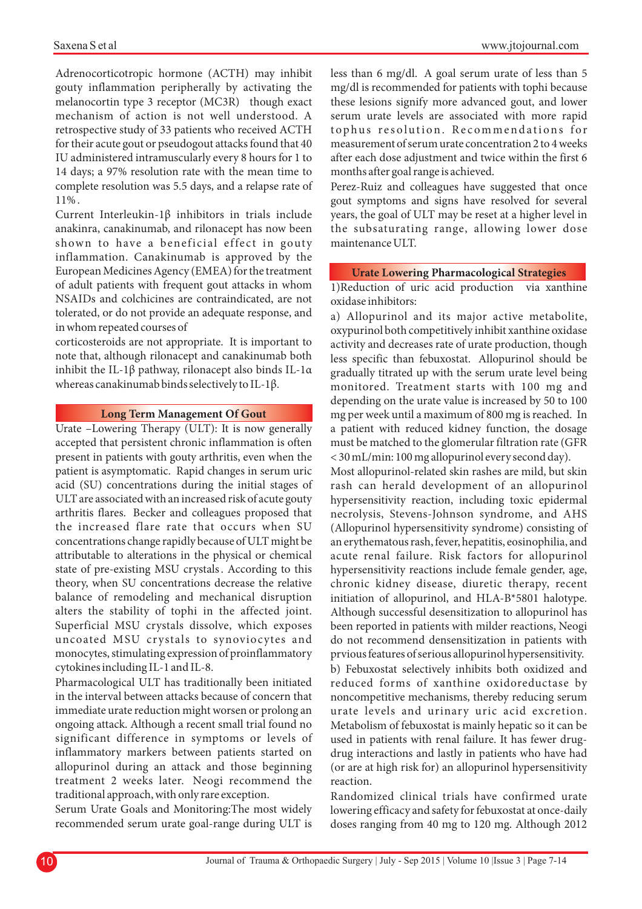Adrenocorticotropic hormone (ACTH) may inhibit gouty inflammation peripherally by activating the melanocortin type 3 receptor (MC3R) though exact mechanism of action is not well understood. A retrospective study of 33 patients who received ACTH for their acute gout or pseudogout attacks found that 40 IU administered intramuscularly every 8 hours for 1 to 14 days; a 97% resolution rate with the mean time to complete resolution was 5.5 days, and a relapse rate of 11%.

Current Interleukin-1β inhibitors in trials include anakinra, canakinumab, and rilonacept has now been shown to have a beneficial effect in gouty inflammation. Canakinumab is approved by the European Medicines Agency (EMEA) for the treatment of adult patients with frequent gout attacks in whom NSAIDs and colchicines are contraindicated, are not tolerated, or do not provide an adequate response, and in whom repeated courses of corticosteroids are not appropriate. It is important to note that, although rilonacept and canakinumab both inhibit the IL-1β pathway, rilonacept also binds IL-1α whereas canakinumab binds selectively to IL-1β.

## Long Term Management Of Gout

Urate –Lowering Therapy (ULT): It is now generally accepted that persistent chronic inflammation is often present in patients with gouty arthritis, even when the patient is asymptomatic. Rapid changes in serum uric acid (SU) concentrations during the initial stages of ULT are associated with an increased risk of acute gouty arthritis flares. Becker and colleagues proposed that the increased flare rate that occurs when SU concentrations change rapidly because of ULT might be attributable to alterations in the physical or chemical state of pre-existing MSU crystals. According to this theory, when SU concentrations decrease the relative balance of remodeling and mechanical disruption alters the stability of tophi in the affected joint. Superficial MSU crystals dissolve, which exposes uncoated MSU crystals to synoviocytes and monocytes, stimulating expression of proinflammatory cytokines including IL-1 and IL-8.

Pharmacological ULT has traditionally been initiated in the interval between attacks because of concern that immediate urate reduction might worsen or prolong an ongoing attack. Although a recent small trial found no significant difference in symptoms or levels of inflammatory markers between patients started on allopurinol during an attack and those beginning treatment 2 weeks later. Neogi recommend the traditional approach, with only rare exception.

Serum Urate Goals and Monitoring:The most widely recommended serum urate goal-range during ULT is less than 6 mg/dl. A goal serum urate of less than 5 mg/dl is recommended for patients with tophi because these lesions signify more advanced gout, and lower serum urate levels are associated with more rapid tophus resolution. Recommendations for measurement of serum urate concentration 2 to 4 weeks after each dose adjustment and twice within the first 6 months after goal range is achieved.

Perez-Ruiz and colleagues have suggested that once gout symptoms and signs have resolved for several years, the goal of ULT may be reset at a higher level in the subsaturating range, allowing lower dose maintenance ULT.

## Urate Lowering Pharmacological Strategies

1)Reduction of uric acid production via xanthine oxidase inhibitors:

a) Allopurinol and its major active metabolite, oxypurinol both competitively inhibit xanthine oxidase activity and decreases rate of urate production, though less specific than febuxostat. Allopurinol should be gradually titrated up with the serum urate level being monitored. Treatment starts with 100 mg and depending on the urate value is increased by 50 to 100 mg per week until a maximum of 800 mg is reached. In a patient with reduced kidney function, the dosage must be matched to the glomerular filtration rate (GFR < 30 mL/min: 100 mg allopurinol every second day).

Most allopurinol-related skin rashes are mild, but skin rash can herald development of an allopurinol hypersensitivity reaction, including toxic epidermal necrolysis, Stevens-Johnson syndrome, and AHS (Allopurinol hypersensitivity syndrome) consisting of an erythematous rash, fever, hepatitis, eosinophilia, and acute renal failure. Risk factors for allopurinol hypersensitivity reactions include female gender, age, chronic kidney disease, diuretic therapy, recent initiation of allopurinol, and HLA-B*5801 halotype. Although successful desensitization to allopurinol has been reported in patients with milder reactions, Neogi do not recommend densensitization in patients with prvious features of serious allopurinol hypersensitivity.

b) Febuxostat selectively inhibits both oxidized and reduced forms of xanthine oxidoreductase by noncompetitive mechanisms, thereby reducing serum urate levels and urinary uric acid excretion. Metabolism of febuxostat is mainly hepatic so it can be used in patients with renal failure. It has fewer drug-drug interactions and lastly in patients who have had (or are at high risk for) an allopurinol hypersensitivity reaction.

Randomized clinical trials have confirmed urate lowering efficacy and safety for febuxostat at once-daily doses ranging from 40 mg to 120 mg. Although 2012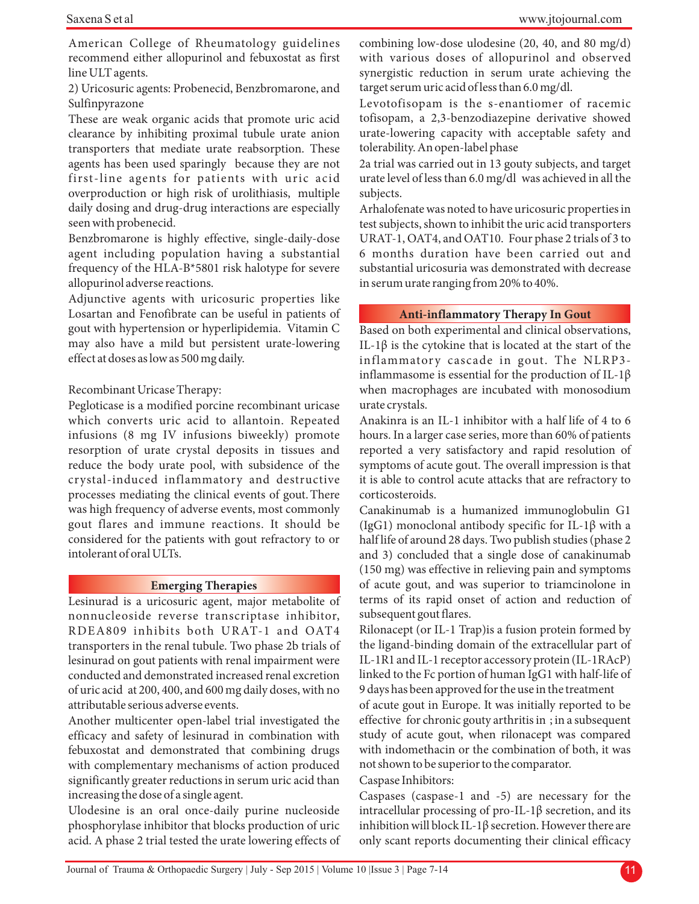American College of Rheumatology guidelines recommend either allopurinol and febuxostat as first line ULT agents.

2) Uricosuric agents: Probenecid, Benzbromarone, and Sulfinpyrazone

These are weak organic acids that promote uric acid clearance by inhibiting proximal tubule urate anion transporters that mediate urate reabsorption. These agents has been used sparingly because they are not first-line agents for patients with uric acid overproduction or high risk of urolithiasis, multiple daily dosing and drug-drug interactions are especially seen with probenecid.

Benzbromarone is highly effective, single-daily-dose agent including population having a substantial frequency of the HLA-B*5801 risk halotype for severe allopurinol adverse reactions.

Adjunctive agents with uricosuric properties like Losartan and Fenofibrate can be useful in patients of gout with hypertension or hyperlipidemia. Vitamin C may also have a mild but persistent urate-lowering effect at doses as low as 500 mg daily.

Recombinant Uricase Therapy:

Pegloticase is a modified porcine recombinant uricase which converts uric acid to allantoin. Repeated infusions (8 mg IV infusions biweekly) promote resorption of urate crystal deposits in tissues and reduce the body urate pool, with subsidence of the crystal-induced inflammatory and destructive processes mediating the clinical events of gout. There was high frequency of adverse events, most commonly gout flares and immune reactions. It should be considered for the patients with gout refractory to or intolerant of oral ULTs.

## Emerging Therapies

Lesinurad is a uricosuric agent, major metabolite of nonnucleoside reverse transcriptase inhibitor, RDEA809 inhibits both URAT-1 and OAT4 transporters in the renal tubule. Two phase 2b trials of lesinurad on gout patients with renal impairment were conducted and demonstrated increased renal excretion of uric acid at 200, 400, and 600 mg daily doses, with no attributable serious adverse events.

Another multicenter open-label trial investigated the efficacy and safety of lesinurad in combination with febuxostat and demonstrated that combining drugs with complementary mechanisms of action produced significantly greater reductions in serum uric acid than increasing the dose of a single agent.

Ulodesine is an oral once-daily purine nucleoside phosphorylase inhibitor that blocks production of uric acid. A phase 2 trial tested the urate lowering effects of combining low-dose ulodesine (20, 40, and 80 mg/d) with various doses of allopurinol and observed synergistic reduction in serum urate achieving the target serum uric acid of less than 6.0 mg/dl.

Levotofisopam is the s-enantiomer of racemic tofisopam, a 2,3-benzodiazepine derivative showed urate-lowering capacity with acceptable safety and tolerability. An open-label phase 2a trial was carried out in 13 gouty subjects, and target urate level of less than 6.0 mg/dl was achieved in all the subjects.

Arhalofenate was noted to have uricosuric properties in test subjects, shown to inhibit the uric acid transporters URAT-1, OAT4, and OAT10. Four phase 2 trials of 3 to 6 months duration have been carried out and substantial uricosuria was demonstrated with decrease in serum urate ranging from 20% to 40%.

## Anti-inflammatory Therapy In Gout

Based on both experimental and clinical observations, IL-1β is the cytokine that is located at the start of the inflammatory cascade in gout. The NLRP3-inflammasome is essential for the production of IL-1β when macrophages are incubated with monosodium urate crystals.

Anakinra is an IL-1 inhibitor with a half life of 4 to 6 hours. In a larger case series, more than 60% of patients reported a very satisfactory and rapid resolution of symptoms of acute gout. The overall impression is that it is able to control acute attacks that are refractory to corticosteroids.

Canakinumab is a humanized immunoglobulin G1 (IgG1) monoclonal antibody specific for IL-1β with a half life of around 28 days. Two publish studies (phase 2 and 3) concluded that a single dose of canakinumab (150 mg) was effective in relieving pain and symptoms of acute gout, and was superior to triamcinolone in terms of its rapid onset of action and reduction of subsequent gout flares.

Rilonacept (or IL-1 Trap)is a fusion protein formed by the ligand-binding domain of the extracellular part of IL-1R1 and IL-1 receptor accessory protein (IL-1RAcP) linked to the Fc portion of human IgG1 with half-life of 9 days has been approved for the use in the treatment of acute gout in Europe. It was initially reported to be effective for chronic gouty arthritis in ; in a subsequent study of acute gout, when rilonacept was compared with indomethacin or the combination of both, it was not shown to be superior to the comparator.

Caspase Inhibitors:

Caspases (caspase-1 and -5) are necessary for the intracellular processing of pro-IL-1β secretion, and its inhibition will block IL-1β secretion. However there are only scant reports documenting their clinical efficacy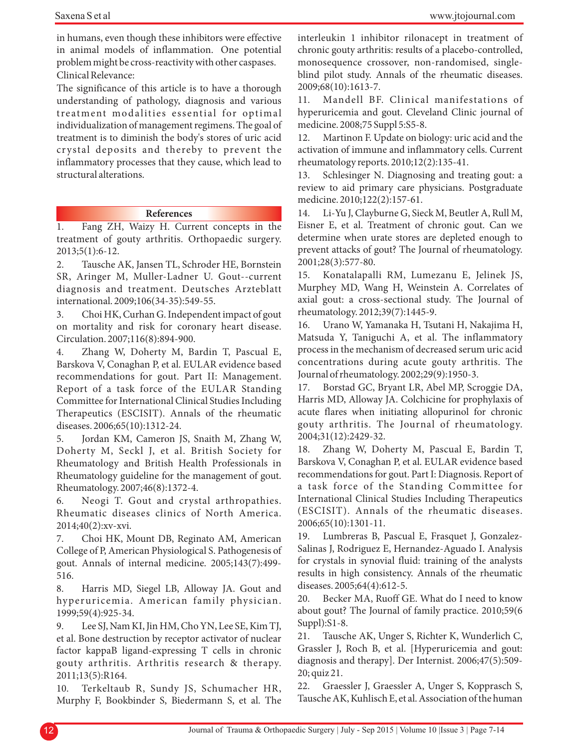in humans, even though these inhibitors were effective in animal models of inflammation. One potential problem might be cross-reactivity with other caspases.

Clinical Relevance:

The significance of this article is to have a thorough understanding of pathology, diagnosis and various treatment modalities essential for optimal individualization of management regimens. The goal of treatment is to diminish the body's stores of uric acid crystal deposits and thereby to prevent the inflammatory processes that they cause, which lead to structural alterations.

## References

1. Fang ZH, Waizy H. Current concepts in the treatment of gouty arthritis. Orthopaedic surgery. 2013;5(1):6-12.
2. Tausche AK, Jansen TL, Schroder HE, Bornstein SR, Aringer M, Muller-Ladner U. Gout--current diagnosis and treatment. Deutsches Arzteblatt international. 2009;106(34-35):549-55.
3. Choi HK, Curhan G. Independent impact of gout on mortality and risk for coronary heart disease. Circulation. 2007;116(8):894-900.
4. Zhang W, Doherty M, Bardin T, Pascual E, Barskova V, Conaghan P, et al. EULAR evidence based recommendations for gout. Part II: Management. Report of a task force of the EULAR Standing Committee for International Clinical Studies Including Therapeutics (ESCISIT). Annals of the rheumatic diseases. 2006;65(10):1312-24.
5. Jordan KM, Cameron JS, Snaith M, Zhang W, Doherty M, Seckl J, et al. British Society for Rheumatology and British Health Professionals in Rheumatology guideline for the management of gout. Rheumatology. 2007;46(8):1372-4.
6. Neogi T. Gout and crystal arthropathies. Rheumatic diseases clinics of North America. 2014;40(2):xv-xvi.
7. Choi HK, Mount DB, Reginato AM, American College of P, American Physiological S. Pathogenesis of gout. Annals of internal medicine. 2005;143(7):499-516.
8. Harris MD, Siegel LB, Alloway JA. Gout and hyperuricemia. American family physician. 1999;59(4):925-34.
9. Lee SJ, Nam KI, Jin HM, Cho YN, Lee SE, Kim TJ, et al. Bone destruction by receptor activator of nuclear factor kappaB ligand-expressing T cells in chronic gouty arthritis. Arthritis research & therapy. 2011;13(5):R164.
10. Terkeltaub R, Sundy JS, Schumacher HR, Murphy F, Bookbinder S, Biedermann S, et al. The interleukin 1 inhibitor rilonacept in treatment of chronic gouty arthritis: results of a placebo-controlled, monosequence crossover, non-randomised, single-blind pilot study. Annals of the rheumatic diseases. 2009;68(10):1613-7.
11. Mandell BF. Clinical manifestations of hyperuricemia and gout. Cleveland Clinic journal of medicine. 2008;75 Suppl 5:S5-8.
12. Martinon F. Update on biology: uric acid and the activation of immune and inflammatory cells. Current rheumatology reports. 2010;12(2):135-41.
13. Schlesinger N. Diagnosing and treating gout: a review to aid primary care physicians. Postgraduate medicine. 2010;122(2):157-61.
14. Li-Yu J, Clayburne G, Sieck M, Beutler A, Rull M, Eisner E, et al. Treatment of chronic gout. Can we determine when urate stores are depleted enough to prevent attacks of gout? The Journal of rheumatology. 2001;28(3):577-80.
15. Konatalapalli RM, Lumezanu E, Jelinek JS, Murphey MD, Wang H, Weinstein A. Correlates of axial gout: a cross-sectional study. The Journal of rheumatology. 2012;39(7):1445-9.
16. Urano W, Yamanaka H, Tsutani H, Nakajima H, Matsuda Y, Taniguchi A, et al. The inflammatory process in the mechanism of decreased serum uric acid concentrations during acute gouty arthritis. The Journal of rheumatology. 2002;29(9):1950-3.
17. Borstad GC, Bryant LR, Abel MP, Scroggie DA, Harris MD, Alloway JA. Colchicine for prophylaxis of acute flares when initiating allopurinol for chronic gouty arthritis. The Journal of rheumatology. 2004;31(12):2429-32.
18. Zhang W, Doherty M, Pascual E, Bardin T, Barskova V, Conaghan P, et al. EULAR evidence based recommendations for gout. Part I: Diagnosis. Report of a task force of the Standing Committee for International Clinical Studies Including Therapeutics (ESCISIT). Annals of the rheumatic diseases. 2006;65(10):1301-11.
19. Lumbreras B, Pascual E, Frasquet J, Gonzalez-Salinas J, Rodriguez E, Hernandez-Aguado I. Analysis for crystals in synovial fluid: training of the analysts results in high consistency. Annals of the rheumatic diseases. 2005;64(4):612-5.
20. Becker MA, Ruoff GE. What do I need to know about gout? The Journal of family practice. 2010;59(6 Suppl):S1-8.
21. Tausche AK, Unger S, Richter K, Wunderlich C, Grassler J, Roch B, et al. [Hyperuricemia and gout: diagnosis and therapy]. Der Internist. 2006;47(5):509-20; quiz 21.
22. Graessler J, Graessler A, Unger S, Kopprasch S, Tausche AK, Kuhlisch E, et al. Association of the human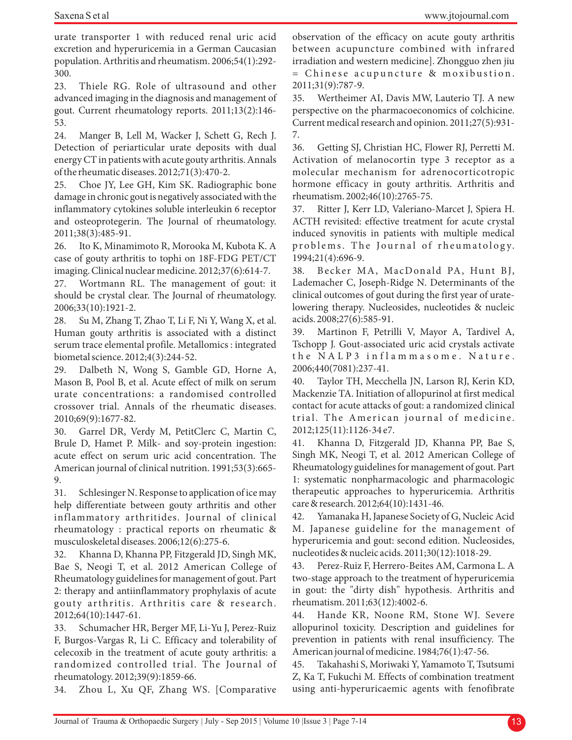urate transporter 1 with reduced renal uric acid excretion and hyperuricemia in a German Caucasian population. Arthritis and rheumatism. 2006;54(1):292-300.

23. Thiele RG. Role of ultrasound and other advanced imaging in the diagnosis and management of gout. Current rheumatology reports. 2011;13(2):146-53.

24. Manger B, Lell M, Wacker J, Schett G, Rech J. Detection of periarticular urate deposits with dual energy CT in patients with acute gouty arthritis. Annals of the rheumatic diseases. 2012;71(3):470-2.

25. Choe JY, Lee GH, Kim SK. Radiographic bone damage in chronic gout is negatively associated with the inflammatory cytokines soluble interleukin 6 receptor and osteoprotegerin. The Journal of rheumatology. 2011;38(3):485-91.

26. Ito K, Minamimoto R, Morooka M, Kubota K. A case of gouty arthritis to tophi on 18F-FDG PET/CT imaging. Clinical nuclear medicine. 2012;37(6):614-7.

27. Wortmann RL. The management of gout: it should be crystal clear. The Journal of rheumatology. 2006;33(10):1921-2.

28. Su M, Zhang T, Zhao T, Li F, Ni Y, Wang X, et al. Human gouty arthritis is associated with a distinct serum trace elemental profile. Metallomics : integrated biometal science. 2012;4(3):244-52.

29. Dalbeth N, Wong S, Gamble GD, Horne A, Mason B, Pool B, et al. Acute effect of milk on serum urate concentrations: a randomised controlled crossover trial. Annals of the rheumatic diseases. 2010;69(9):1677-82.

30. Garrel DR, Verdy M, PetitClerc C, Martin C, Brule D, Hamet P. Milk- and soy-protein ingestion: acute effect on serum uric acid concentration. The American journal of clinical nutrition. 1991;53(3):665-9.

31. Schlesinger N. Response to application of ice may help differentiate between gouty arthritis and other inflammatory arthritides. Journal of clinical rheumatology : practical reports on rheumatic & musculoskeletal diseases. 2006;12(6):275-6.

32. Khanna D, Khanna PP, Fitzgerald JD, Singh MK, Bae S, Neogi T, et al. 2012 American College of Rheumatology guidelines for management of gout. Part 2: therapy and antiinflammatory prophylaxis of acute gouty arthritis. Arthritis care & research. 2012;64(10):1447-61.

33. Schumacher HR, Berger MF, Li-Yu J, Perez-Ruiz F, Burgos-Vargas R, Li C. Efficacy and tolerability of celecoxib in the treatment of acute gouty arthritis: a randomized controlled trial. The Journal of rheumatology. 2012;39(9):1859-66.

34. Zhou L, Xu QF, Zhang WS. [Comparative observation of the efficacy on acute gouty arthritis between acupuncture combined with infrared irradiation and western medicine]. Zhongguo zhen jiu = Chinese acupuncture & moxibustion. 2011;31(9):787-9.

35. Wertheimer AI, Davis MW, Lauterio TJ. A new perspective on the pharmacoeconomics of colchicine. Current medical research and opinion. 2011;27(5):931-7.

36. Getting SJ, Christian HC, Flower RJ, Perretti M. Activation of melanocortin type 3 receptor as a molecular mechanism for adrenocorticotropic hormone efficacy in gouty arthritis. Arthritis and rheumatism. 2002;46(10):2765-75.

37. Ritter J, Kerr LD, Valeriano-Marcet J, Spiera H. ACTH revisited: effective treatment for acute crystal induced synovitis in patients with multiple medical problems. The Journal of rheumatology. 1994;21(4):696-9.

38. Becker MA, MacDonald PA, Hunt BJ, Lademacher C, Joseph-Ridge N. Determinants of the clinical outcomes of gout during the first year of urate-lowering therapy. Nucleosides, nucleotides & nucleic acids. 2008;27(6):585-91.

39. Martinon F, Petrilli V, Mayor A, Tardivel A, Tschopp J. Gout-associated uric acid crystals activate the NALP3 inflammasome. Nature. 2006;440(7081):237-41.

40. Taylor TH, Mecchella JN, Larson RJ, Kerin KD, Mackenzie TA. Initiation of allopurinol at first medical contact for acute attacks of gout: a randomized clinical trial. The American journal of medicine. 2012;125(11):1126-34 e7.

41. Khanna D, Fitzgerald JD, Khanna PP, Bae S, Singh MK, Neogi T, et al. 2012 American College of Rheumatology guidelines for management of gout. Part 1: systematic nonpharmacologic and pharmacologic therapeutic approaches to hyperuricemia. Arthritis care & research. 2012;64(10):1431-46.

42. Yamanaka H, Japanese Society of G, Nucleic Acid M. Japanese guideline for the management of hyperuricemia and gout: second edition. Nucleosides, nucleotides & nucleic acids. 2011;30(12):1018-29.

43. Perez-Ruiz F, Herrero-Beites AM, Carmona L. A two-stage approach to the treatment of hyperuricemia in gout: the "dirty dish" hypothesis. Arthritis and rheumatism. 2011;63(12):4002-6.

44. Hande KR, Noone RM, Stone WJ. Severe allopurinol toxicity. Description and guidelines for prevention in patients with renal insufficiency. The American journal of medicine. 1984;76(1):47-56.

45. Takahashi S, Moriwaki Y, Yamamoto T, Tsutsumi Z, Ka T, Fukuchi M. Effects of combination treatment using anti-hyperuricaemic agents with fenofibrate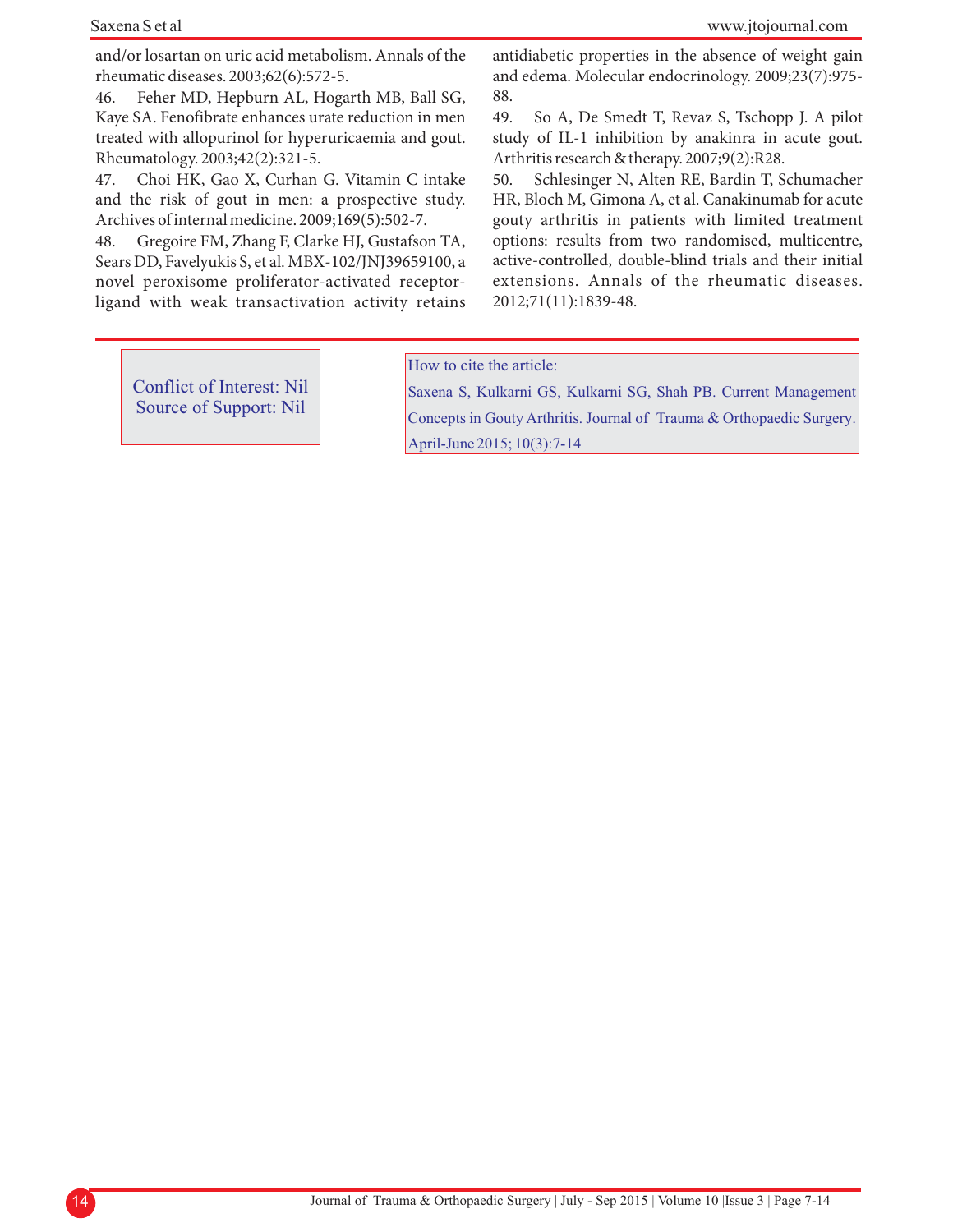and/or losartan on uric acid metabolism. Annals of the rheumatic diseases. 2003;62(6):572-5.

46. Feher MD, Hepburn AL, Hogarth MB, Ball SG, Kaye SA. Fenofibrate enhances urate reduction in men treated with allopurinol for hyperuricaemia and gout. Rheumatology. 2003;42(2):321-5.

47. Choi HK, Gao X, Curhan G. Vitamin C intake and the risk of gout in men: a prospective study. Archives of internal medicine. 2009;169(5):502-7.

48. Gregoire FM, Zhang F, Clarke HJ, Gustafson TA, Sears DD, Favelyukis S, et al. MBX-102/JNJ39659100, a novel peroxisome proliferator-activated receptor-ligand with weak transactivation activity retains antidiabetic properties in the absence of weight gain and edema. Molecular endocrinology. 2009;23(7):975-88.

49. So A, De Smedt T, Revaz S, Tschopp J. A pilot study of IL-1 inhibition by anakinra in acute gout. Arthritis research & therapy. 2007;9(2):R28.

50. Schlesinger N, Alten RE, Bardin T, Schumacher HR, Bloch M, Gimona A, et al. Canakinumab for acute gouty arthritis in patients with limited treatment options: results from two randomised, multicentre, active-controlled, double-blind trials and their initial extensions. Annals of the rheumatic diseases. 2012;71(11):1839-48.

Conflict of Interest: Nil
Source of Support: Nil

How to cite the article:
Saxena S, Kulkarni GS, Kulkarni SG, Shah PB. Current Management Concepts in Gouty Arthritis. Journal of Trauma & Orthopaedic Surgery. April-June 2015; 10(3):7-14